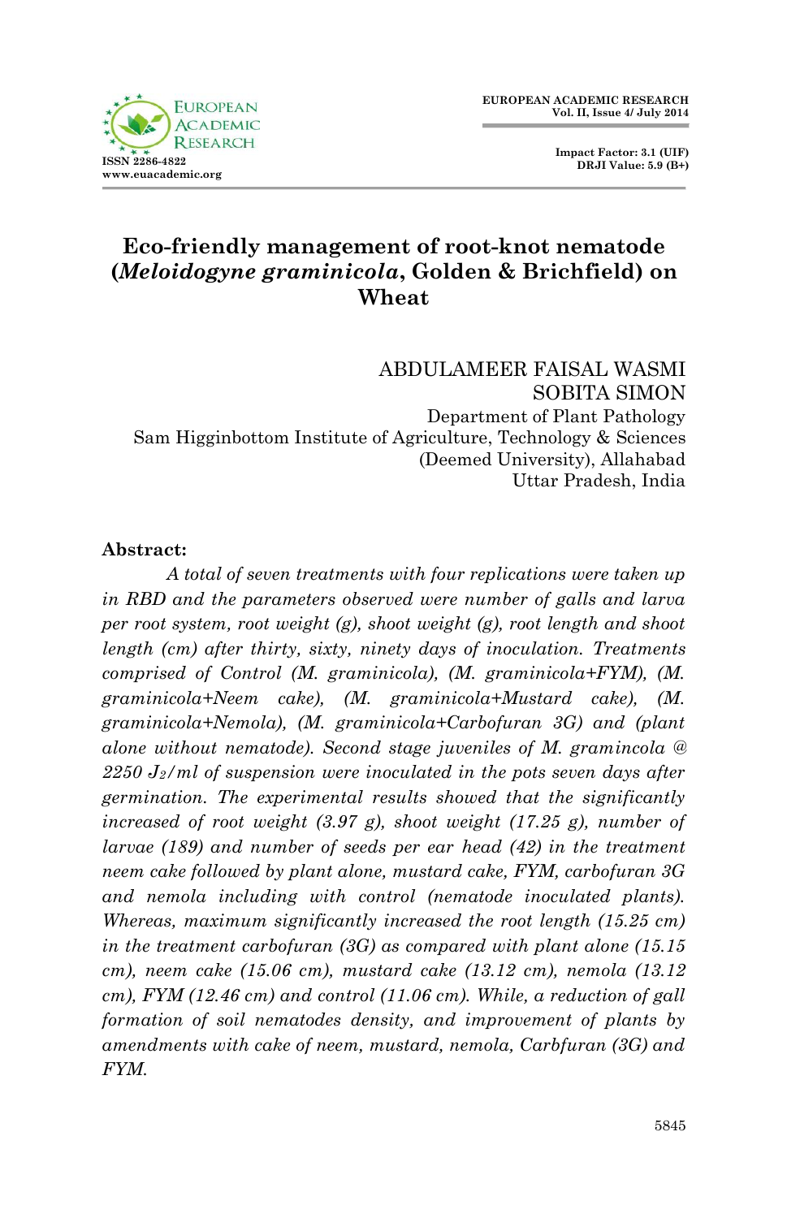EUROPEAN ACADEMIC RESEARCH
Vol. II, Issue 4/ July 2014

ISSN 2286-4822
www.euacademic.org

Impact Factor: 3.1 (UIF)
DRJI Value: 5.9 (B+)

# Eco-friendly management of root-knot nematode (*Meloidogyne graminicola*, Golden & Brichfield) on Wheat

ABDULAMEER FAISAL WASMI
SOBITA SIMON
Department of Plant Pathology
Sam Higginbottom Institute of Agriculture, Technology & Sciences
(Deemed University), Allahabad
Uttar Pradesh, India

**Abstract:**

*A total of seven treatments with four replications were taken up in RBD and the parameters observed were number of galls and larva per root system, root weight (g), shoot weight (g), root length and shoot length (cm) after thirty, sixty, ninety days of inoculation. Treatments comprised of Control (M. graminicola), (M. graminicola+FYM), (M. graminicola+Neem cake), (M. graminicola+Mustard cake), (M. graminicola+Nemola), (M. graminicola+Carbofuran 3G) and (plant alone without nematode). Second stage juveniles of M. gramincola @ 2250 $J_2$/ml of suspension were inoculated in the pots seven days after germination. The experimental results showed that the significantly increased of root weight (3.97 g), shoot weight (17.25 g), number of larvae (189) and number of seeds per ear head (42) in the treatment neem cake followed by plant alone, mustard cake, FYM, carbofuran 3G and nemola including with control (nematode inoculated plants). Whereas, maximum significantly increased the root length (15.25 cm) in the treatment carbofuran (3G) as compared with plant alone (15.15 cm), neem cake (15.06 cm), mustard cake (13.12 cm), nemola (13.12 cm), FYM (12.46 cm) and control (11.06 cm). While, a reduction of gall formation of soil nematodes density, and improvement of plants by amendments with cake of neem, mustard, nemola, Carbfuran (3G) and FYM.*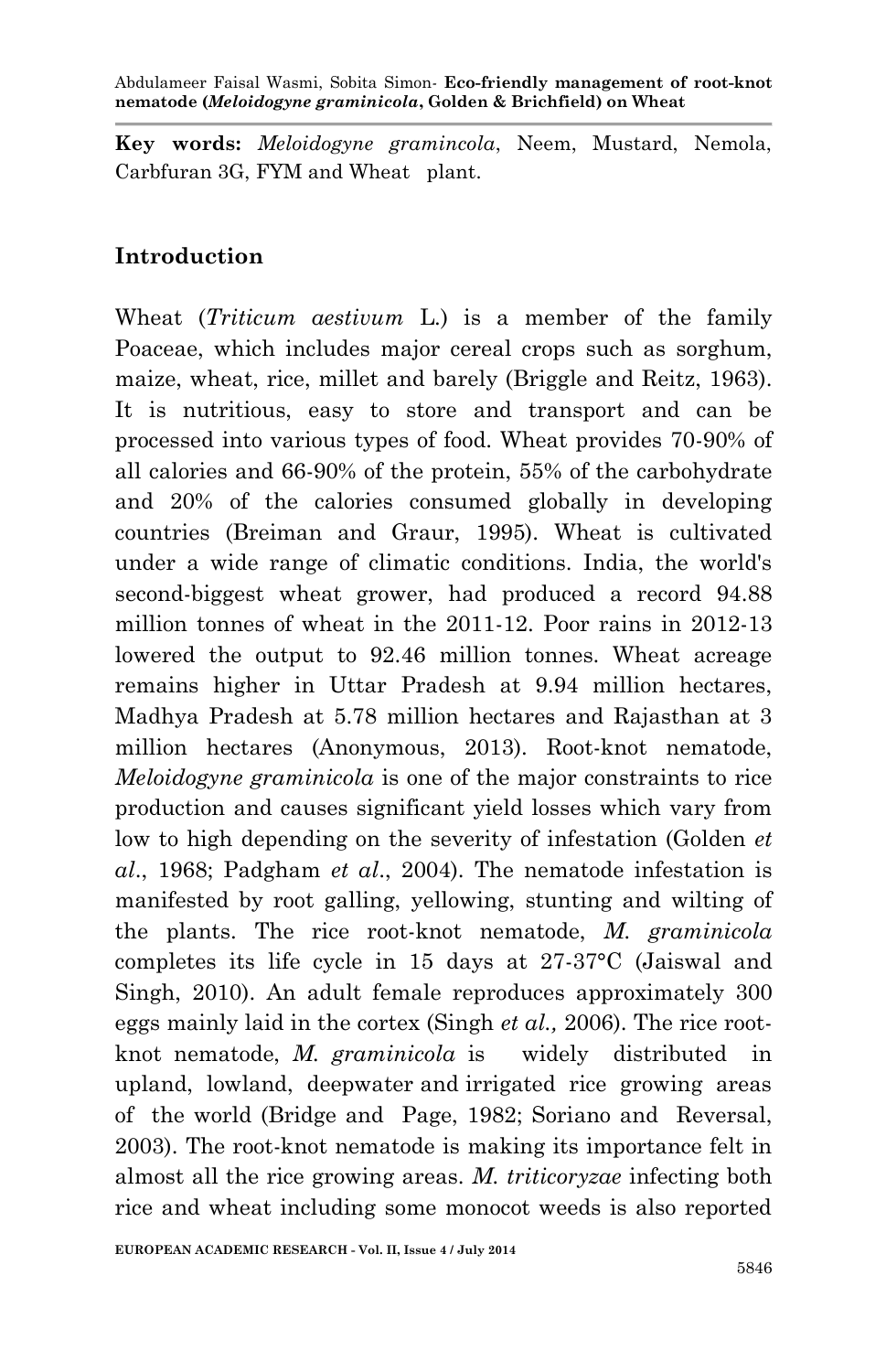**Key words:** *Meloidogyne gramincola*, Neem, Mustard, Nemola, Carbfuran 3G, FYM and Wheat plant.

## Introduction

Wheat (*Triticum aestivum* L.) is a member of the family Poaceae, which includes major cereal crops such as sorghum, maize, wheat, rice, millet and barely (Briggle and Reitz, 1963). It is nutritious, easy to store and transport and can be processed into various types of food. Wheat provides 70-90% of all calories and 66-90% of the protein, 55% of the carbohydrate and 20% of the calories consumed globally in developing countries (Breiman and Graur, 1995). Wheat is cultivated under a wide range of climatic conditions. India, the world's second-biggest wheat grower, had produced a record 94.88 million tonnes of wheat in the 2011-12. Poor rains in 2012-13 lowered the output to 92.46 million tonnes. Wheat acreage remains higher in Uttar Pradesh at 9.94 million hectares, Madhya Pradesh at 5.78 million hectares and Rajasthan at 3 million hectares (Anonymous, 2013). Root-knot nematode, *Meloidogyne graminicola* is one of the major constraints to rice production and causes significant yield losses which vary from low to high depending on the severity of infestation (Golden *et al*., 1968; Padgham *et al*., 2004). The nematode infestation is manifested by root galling, yellowing, stunting and wilting of the plants. The rice root-knot nematode, *M. graminicola* completes its life cycle in 15 days at 27-37°C (Jaiswal and Singh, 2010). An adult female reproduces approximately 300 eggs mainly laid in the cortex (Singh *et al.,* 2006). The rice root-knot nematode, *M. graminicola* is widely distributed in upland, lowland, deepwater and irrigated rice growing areas of the world (Bridge and Page, 1982; Soriano and Reversal, 2003). The root-knot nematode is making its importance felt in almost all the rice growing areas. *M. triticoryzae* infecting both rice and wheat including some monocot weeds is also reported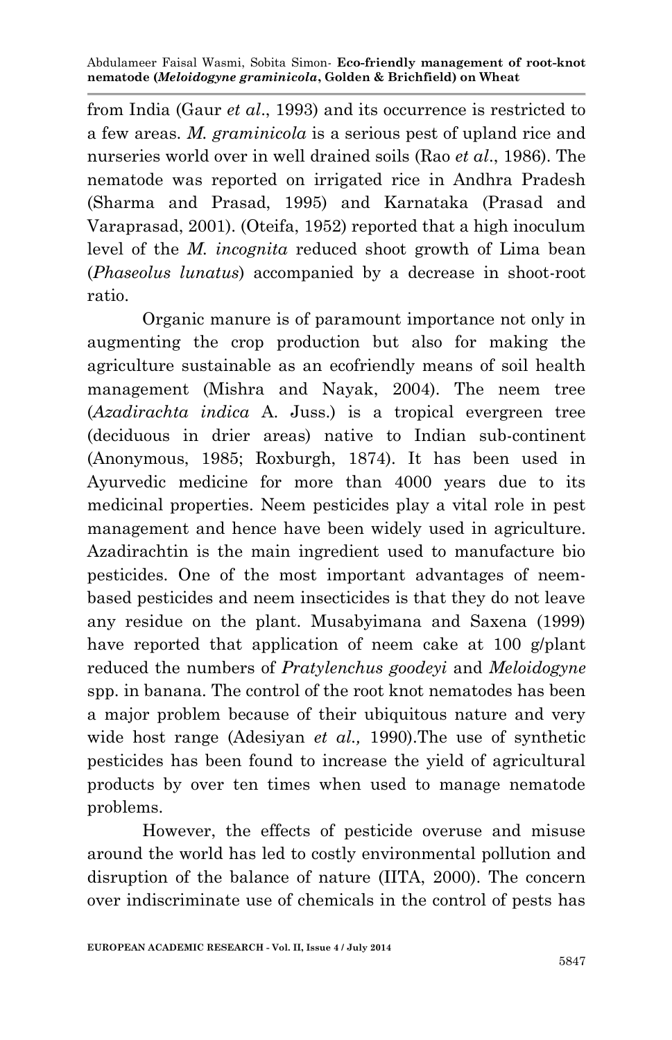from India (Gaur *et al*., 1993) and its occurrence is restricted to a few areas. *M. graminicola* is a serious pest of upland rice and nurseries world over in well drained soils (Rao *et al*., 1986). The nematode was reported on irrigated rice in Andhra Pradesh (Sharma and Prasad, 1995) and Karnataka (Prasad and Varaprasad, 2001). (Oteifa, 1952) reported that a high inoculum level of the *M. incognita* reduced shoot growth of Lima bean (*Phaseolus lunatus*) accompanied by a decrease in shoot-root ratio.

Organic manure is of paramount importance not only in augmenting the crop production but also for making the agriculture sustainable as an ecofriendly means of soil health management (Mishra and Nayak, 2004). The neem tree (*Azadirachta indica* A. Juss.) is a tropical evergreen tree (deciduous in drier areas) native to Indian sub-continent (Anonymous, 1985; Roxburgh, 1874). It has been used in Ayurvedic medicine for more than 4000 years due to its medicinal properties. Neem pesticides play a vital role in pest management and hence have been widely used in agriculture. Azadirachtin is the main ingredient used to manufacture bio pesticides. One of the most important advantages of neem-based pesticides and neem insecticides is that they do not leave any residue on the plant. Musabyimana and Saxena (1999) have reported that application of neem cake at 100 g/plant reduced the numbers of *Pratylenchus goodeyi* and *Meloidogyne* spp. in banana. The control of the root knot nematodes has been a major problem because of their ubiquitous nature and very wide host range (Adesiyan *et al.,* 1990).The use of synthetic pesticides has been found to increase the yield of agricultural products by over ten times when used to manage nematode problems.

However, the effects of pesticide overuse and misuse around the world has led to costly environmental pollution and disruption of the balance of nature (IITA, 2000). The concern over indiscriminate use of chemicals in the control of pests has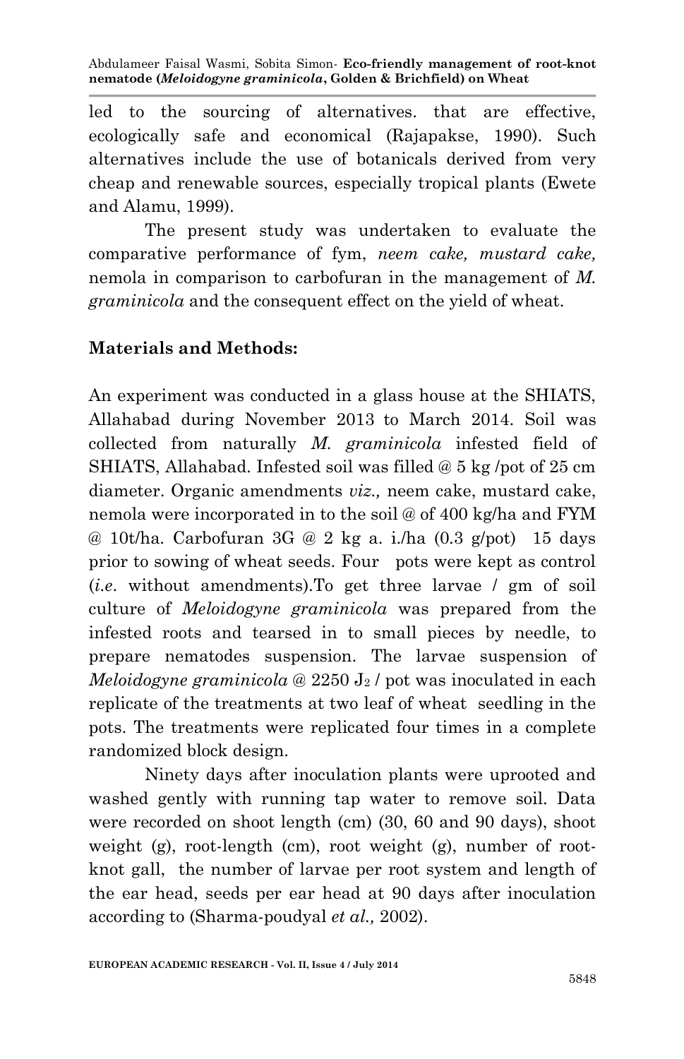led to the sourcing of alternatives. that are effective, ecologically safe and economical (Rajapakse, 1990). Such alternatives include the use of botanicals derived from very cheap and renewable sources, especially tropical plants (Ewete and Alamu, 1999).

The present study was undertaken to evaluate the comparative performance of fym, *neem cake, mustard cake,* nemola in comparison to carbofuran in the management of *M. graminicola* and the consequent effect on the yield of wheat.

## Materials and Methods:

An experiment was conducted in a glass house at the SHIATS, Allahabad during November 2013 to March 2014. Soil was collected from naturally *M. graminicola* infested field of SHIATS, Allahabad. Infested soil was filled @ 5 kg /pot of 25 cm diameter. Organic amendments *viz.,* neem cake, mustard cake, nemola were incorporated in to the soil @ of 400 kg/ha and FYM @ 10t/ha. Carbofuran 3G @ 2 kg a. i./ha (0.3 g/pot) 15 days prior to sowing of wheat seeds. Four pots were kept as control (*i.e.* without amendments).To get three larvae / gm of soil culture of *Meloidogyne graminicola* was prepared from the infested roots and tearsed in to small pieces by needle, to prepare nematodes suspension. The larvae suspension of *Meloidogyne graminicola* @ 2250 $J_2$ / pot was inoculated in each replicate of the treatments at two leaf of wheat seedling in the pots. The treatments were replicated four times in a complete randomized block design.

Ninety days after inoculation plants were uprooted and washed gently with running tap water to remove soil. Data were recorded on shoot length (cm) (30, 60 and 90 days), shoot weight (g), root-length (cm), root weight (g), number of root-knot gall, the number of larvae per root system and length of the ear head, seeds per ear head at 90 days after inoculation according to (Sharma-poudyal *et al.,* 2002).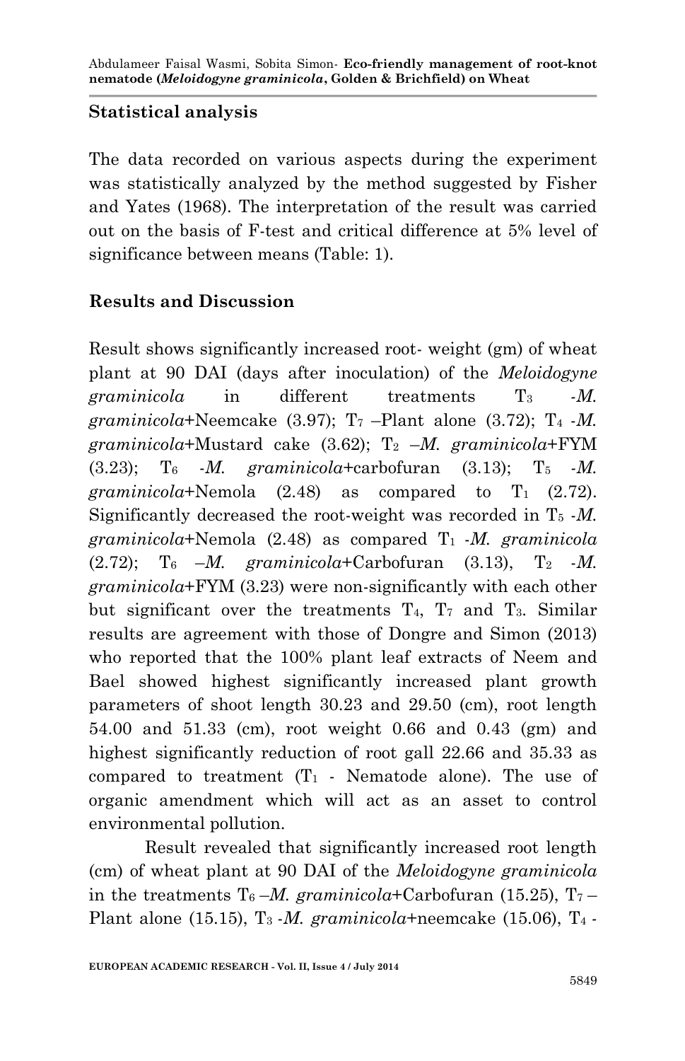## Statistical analysis

The data recorded on various aspects during the experiment was statistically analyzed by the method suggested by Fisher and Yates (1968). The interpretation of the result was carried out on the basis of F-test and critical difference at 5% level of significance between means (Table: 1).

## Results and Discussion

Result shows significantly increased root- weight (gm) of wheat plant at 90 DAI (days after inoculation) of the *Meloidogyne graminicola* in different treatments $T_3$ -*M. graminicola*+Neemcake (3.97); $T_7$ –Plant alone (3.72); $T_4$ -*M. graminicola*+Mustard cake (3.62); $T_2$ –*M. graminicola*+FYM (3.23); $T_6$ -*M. graminicola*+carbofuran (3.13); $T_5$ -*M. graminicola*+Nemola (2.48) as compared to $T_1$ (2.72). Significantly decreased the root-weight was recorded in $T_5$ -*M. graminicola*+Nemola (2.48) as compared $T_1$ -*M. graminicola* (2.72); $T_6$ –*M. graminicola*+Carbofuran (3.13), $T_2$ -*M. graminicola*+FYM (3.23) were non-significantly with each other but significant over the treatments $T_4$, $T_7$ and $T_3$. Similar results are agreement with those of Dongre and Simon (2013) who reported that the 100% plant leaf extracts of Neem and Bael showed highest significantly increased plant growth parameters of shoot length 30.23 and 29.50 (cm), root length 54.00 and 51.33 (cm), root weight 0.66 and 0.43 (gm) and highest significantly reduction of root gall 22.66 and 35.33 as compared to treatment ($T_1$ - Nematode alone). The use of organic amendment which will act as an asset to control environmental pollution.

Result revealed that significantly increased root length (cm) of wheat plant at 90 DAI of the *Meloidogyne graminicola* in the treatments $T_6$ –*M. graminicola*+Carbofuran (15.25), $T_7$ – Plant alone (15.15), $T_3$ -*M. graminicola*+neemcake (15.06), $T_4$ -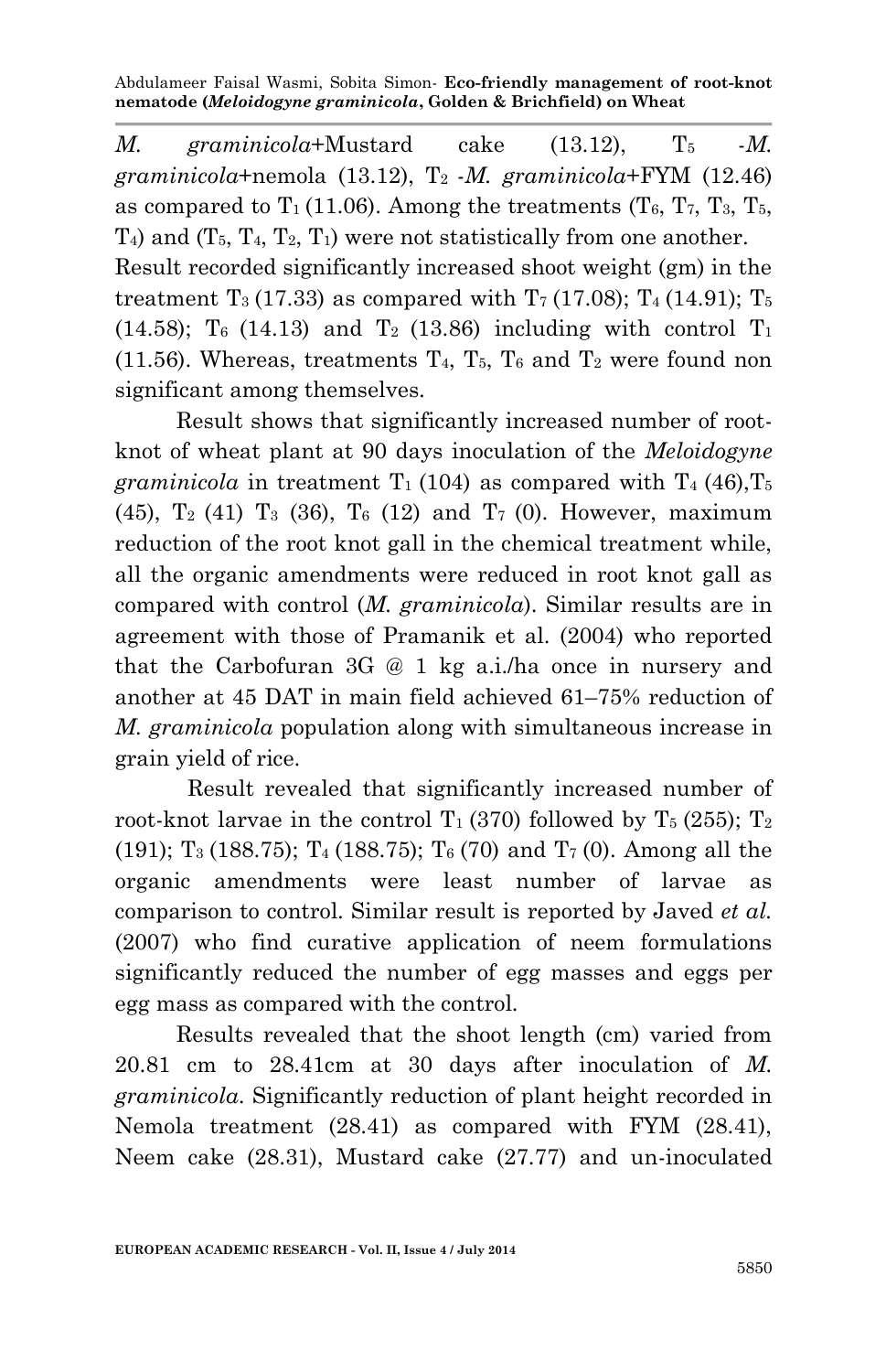*M. graminicola*+Mustard cake (13.12), $T_5$ -*M. graminicola*+nemola (13.12), $T_2$ -*M. graminicola*+FYM (12.46) as compared to $T_1$ (11.06). Among the treatments ($T_6$, $T_7$, $T_3$, $T_5$, $T_4$) and ($T_5$, $T_4$, $T_2$, $T_1$) were not statistically from one another.

Result recorded significantly increased shoot weight (gm) in the treatment $T_3$ (17.33) as compared with $T_7$ (17.08); $T_4$ (14.91); $T_5$ (14.58); $T_6$ (14.13) and $T_2$ (13.86) including with control $T_1$ (11.56). Whereas, treatments $T_4$, $T_5$, $T_6$ and $T_2$ were found non significant among themselves.

Result shows that significantly increased number of root-knot of wheat plant at 90 days inoculation of the *Meloidogyne graminicola* in treatment $T_1$ (104) as compared with $T_4$ (46),$T_5$ (45), $T_2$ (41) $T_3$ (36), $T_6$ (12) and $T_7$ (0). However, maximum reduction of the root knot gall in the chemical treatment while, all the organic amendments were reduced in root knot gall as compared with control (*M. graminicola*). Similar results are in agreement with those of Pramanik et al. (2004) who reported that the Carbofuran 3G @ 1 kg a.i./ha once in nursery and another at 45 DAT in main field achieved 61–75% reduction of *M. graminicola* population along with simultaneous increase in grain yield of rice.

Result revealed that significantly increased number of root-knot larvae in the control $T_1$ (370) followed by $T_5$ (255); $T_2$ (191); $T_3$ (188.75); $T_4$ (188.75); $T_6$ (70) and $T_7$ (0). Among all the organic amendments were least number of larvae as comparison to control. Similar result is reported by Javed *et al.* (2007) who find curative application of neem formulations significantly reduced the number of egg masses and eggs per egg mass as compared with the control.

Results revealed that the shoot length (cm) varied from 20.81 cm to 28.41cm at 30 days after inoculation of *M. graminicola*. Significantly reduction of plant height recorded in Nemola treatment (28.41) as compared with FYM (28.41), Neem cake (28.31), Mustard cake (27.77) and un-inoculated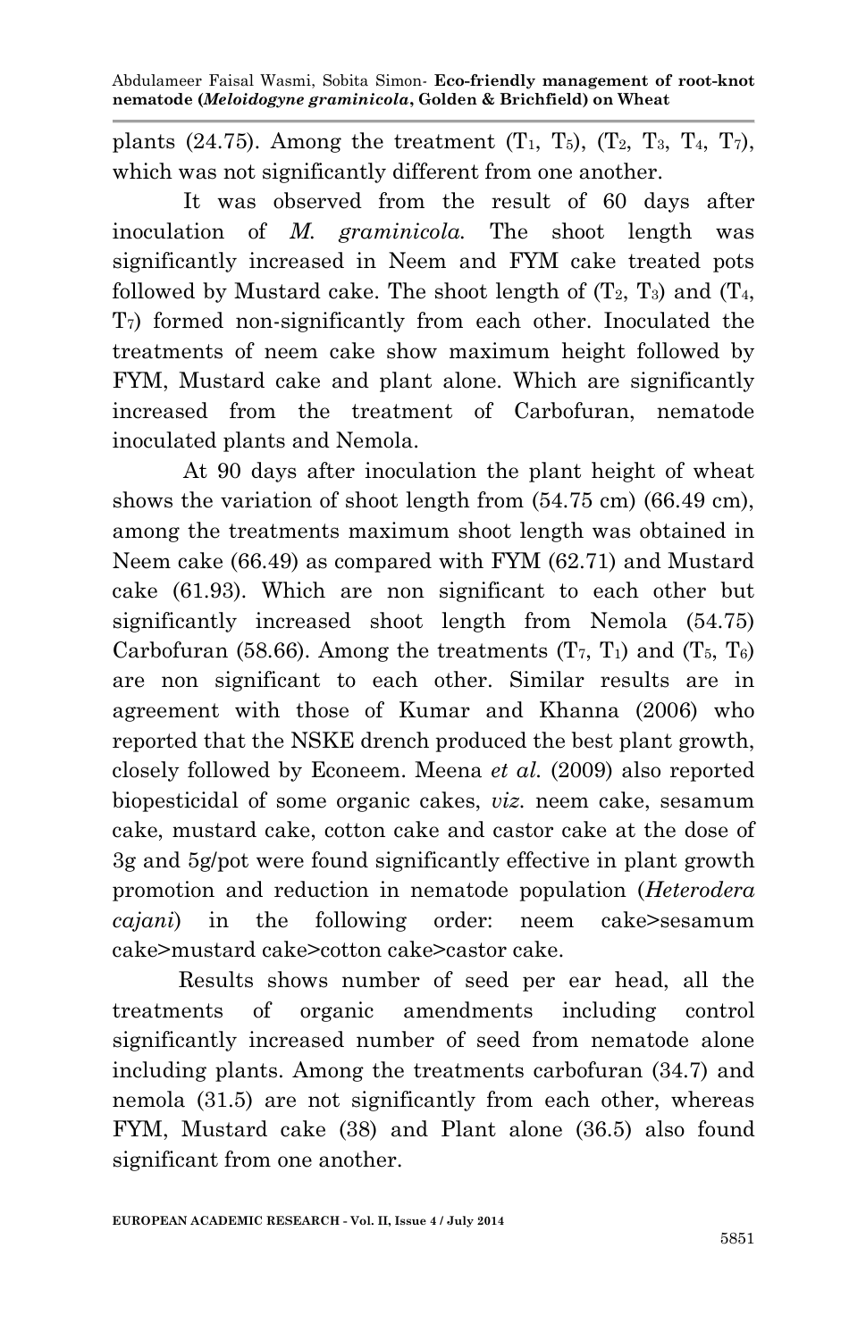plants (24.75). Among the treatment ($T_1$, $T_5$), ($T_2$, $T_3$, $T_4$, $T_7$), which was not significantly different from one another.

It was observed from the result of 60 days after inoculation of *M. graminicola.* The shoot length was significantly increased in Neem and FYM cake treated pots followed by Mustard cake. The shoot length of ($T_2$, $T_3$) and ($T_4$, $T_7$) formed non-significantly from each other. Inoculated the treatments of neem cake show maximum height followed by FYM, Mustard cake and plant alone. Which are significantly increased from the treatment of Carbofuran, nematode inoculated plants and Nemola.

At 90 days after inoculation the plant height of wheat shows the variation of shoot length from (54.75 cm) (66.49 cm), among the treatments maximum shoot length was obtained in Neem cake (66.49) as compared with FYM (62.71) and Mustard cake (61.93). Which are non significant to each other but significantly increased shoot length from Nemola (54.75) Carbofuran (58.66). Among the treatments ($T_7$, $T_1$) and ($T_5$, $T_6$) are non significant to each other. Similar results are in agreement with those of Kumar and Khanna (2006) who reported that the NSKE drench produced the best plant growth, closely followed by Econeem. Meena *et al.* (2009) also reported biopesticidal of some organic cakes, *viz.* neem cake, sesamum cake, mustard cake, cotton cake and castor cake at the dose of 3g and 5g/pot were found significantly effective in plant growth promotion and reduction in nematode population (*Heterodera cajani*) in the following order: neem cake>sesamum cake>mustard cake>cotton cake>castor cake.

Results shows number of seed per ear head, all the treatments of organic amendments including control significantly increased number of seed from nematode alone including plants. Among the treatments carbofuran (34.7) and nemola (31.5) are not significantly from each other, whereas FYM, Mustard cake (38) and Plant alone (36.5) also found significant from one another.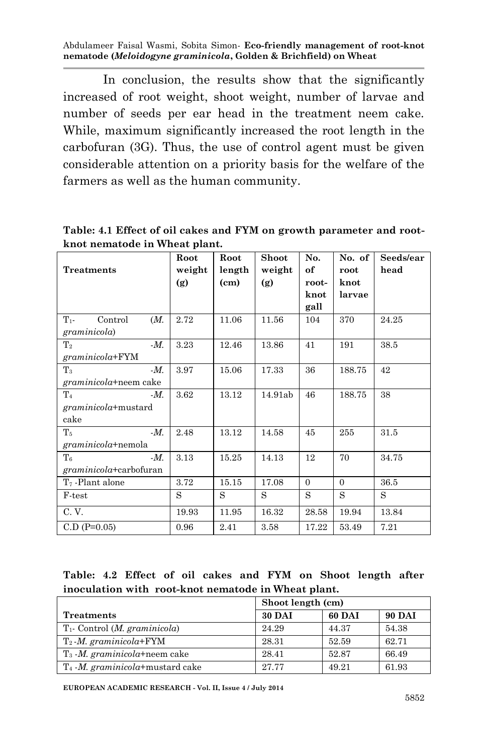In conclusion, the results show that the significantly increased of root weight, shoot weight, number of larvae and number of seeds per ear head in the treatment neem cake. While, maximum significantly increased the root length in the carbofuran (3G). Thus, the use of control agent must be given considerable attention on a priority basis for the welfare of the farmers as well as the human community.

**Table: 4.1 Effect of oil cakes and FYM on growth parameter and root-knot nematode in Wheat plant.**

| Treatments | Root weight (g) | Root length (cm) | Shoot weight (g) | No. of root-knot gall | No. of root knot larvae | Seeds/ear head |
|---|---|---|---|---|---|---|
| $T_1$- Control (*M. graminicola*) | 2.72 | 11.06 | 11.56 | 104 | 370 | 24.25 |
| $T_2$ -*M. graminicola*+FYM | 3.23 | 12.46 | 13.86 | 41 | 191 | 38.5 |
| $T_3$ -*M. graminicola*+neem cake | 3.97 | 15.06 | 17.33 | 36 | 188.75 | 42 |
| $T_4$ -*M. graminicola*+mustard cake | 3.62 | 13.12 | 14.91ab | 46 | 188.75 | 38 |
| $T_5$ -*M. graminicola*+nemola | 2.48 | 13.12 | 14.58 | 45 | 255 | 31.5 |
| $T_6$ -*M. graminicola*+carbofuran | 3.13 | 15.25 | 14.13 | 12 | 70 | 34.75 |
| $T_7$ -Plant alone | 3.72 | 15.15 | 17.08 | 0 | 0 | 36.5 |
| F-test | S | S | S | S | S | S |
| C. V. | 19.93 | 11.95 | 16.32 | 28.58 | 19.94 | 13.84 |
| C.D (P=0.05) | 0.96 | 2.41 | 3.58 | 17.22 | 53.49 | 7.21 |

**Table: 4.2 Effect of oil cakes and FYM on Shoot length after inoculation with root-knot nematode in Wheat plant.**

| | Shoot length (cm) | | |
|---|---|---|---|
| **Treatments** | **30 DAI** | **60 DAI** | **90 DAI** |
| $T_1$- Control (*M. graminicola*) | 24.29 | 44.37 | 54.38 |
| $T_2$ -*M. graminicola*+FYM | 28.31 | 52.59 | 62.71 |
| $T_3$ -*M. graminicola*+neem cake | 28.41 | 52.87 | 66.49 |
| $T_4$ -*M. graminicola*+mustard cake | 27.77 | 49.21 | 61.93 |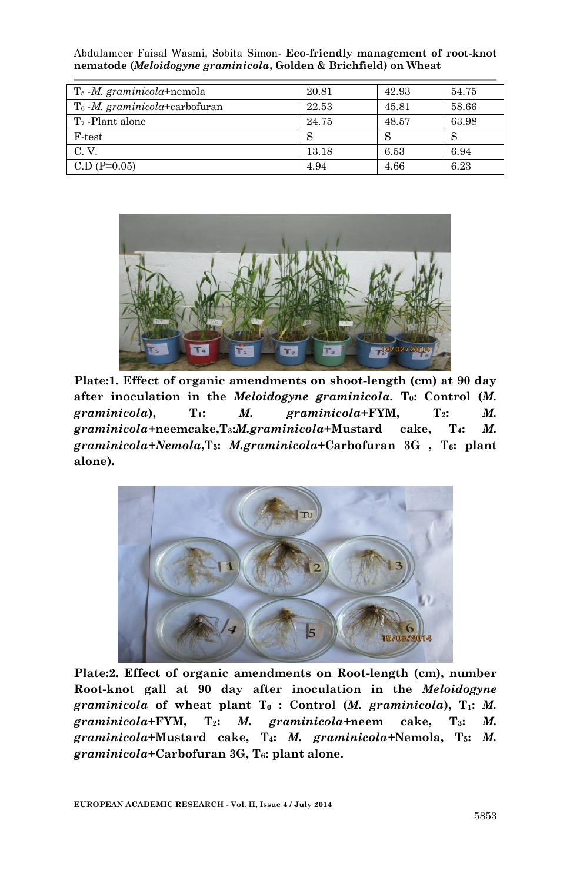| | | | |
|---|---|---|---|
| $T_5$ -*M. graminicola*+nemola | 20.81 | 42.93 | 54.75 |
| $T_6$ -*M. graminicola*+carbofuran | 22.53 | 45.81 | 58.66 |
| $T_7$ -Plant alone | 24.75 | 48.57 | 63.98 |
| F-test | S | S | S |
| C. V. | 13.18 | 6.53 | 6.94 |
| C.D (P=0.05) | 4.94 | 4.66 | 6.23 |

**Plate:1. Effect of organic amendments on shoot-length (cm) at 90 day after inoculation in the *Meloidogyne graminicola*. $T_0$: Control (*M. graminicola*), $T_1$: *M. graminicola*+FYM, $T_2$: *M. graminicola*+neemcake, $T_3$: *M. graminicola*+Mustard cake, $T_4$: *M. graminicola*+Nemola, $T_5$: *M. graminicola*+Carbofuran 3G , $T_6$: plant alone).**

**Plate:2. Effect of organic amendments on Root-length (cm), number Root-knot gall at 90 day after inoculation in the *Meloidogyne graminicola* of wheat plant $T_0$ : Control (*M. graminicola*), $T_1$: *M. graminicola*+FYM, $T_2$: *M. graminicola*+neem cake, $T_3$: *M. graminicola*+Mustard cake, $T_4$: *M. graminicola*+Nemola, $T_5$: *M. graminicola*+Carbofuran 3G, $T_6$: plant alone.**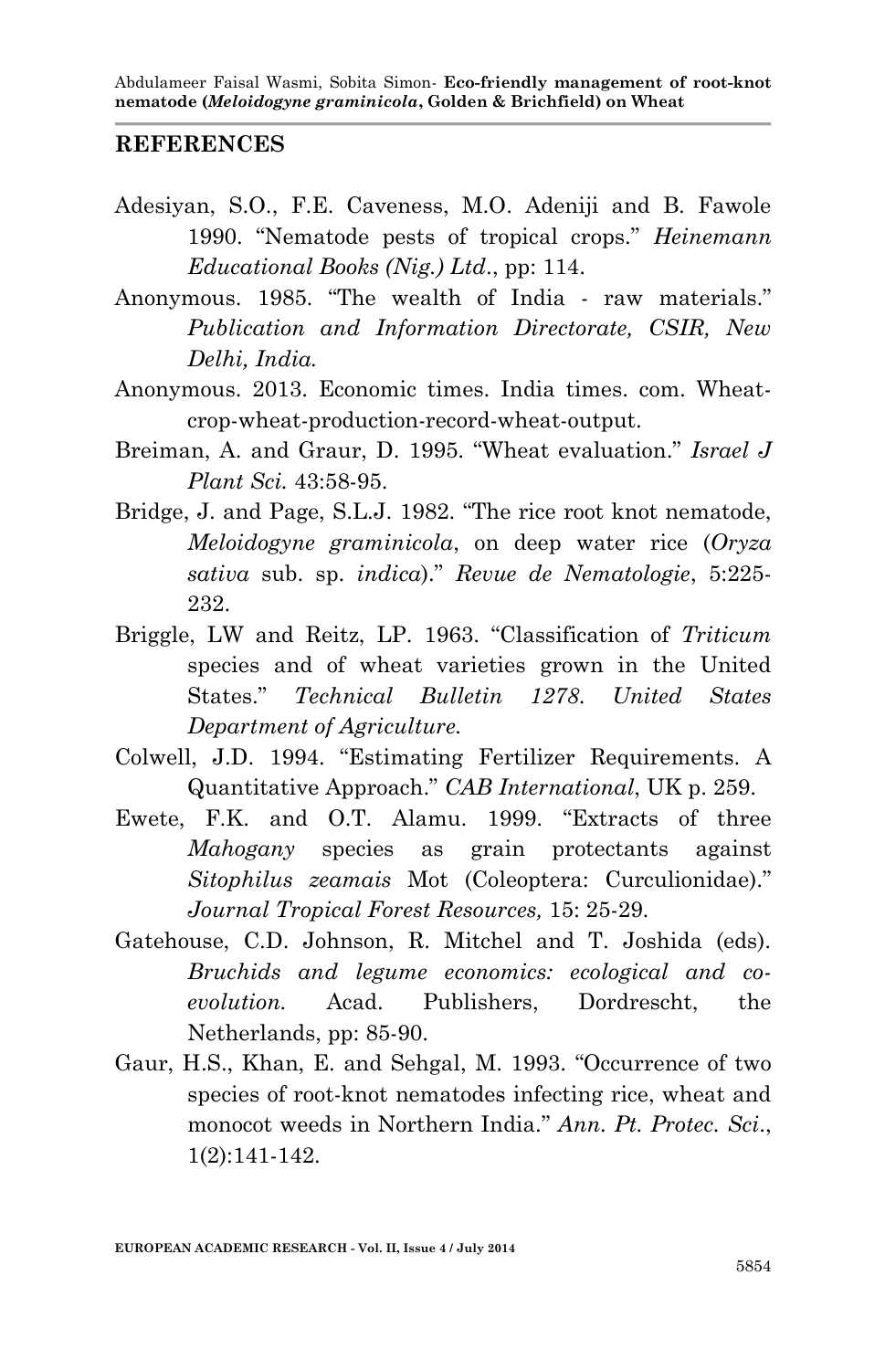## REFERENCES

Adesiyan, S.O., F.E. Caveness, M.O. Adeniji and B. Fawole 1990. "Nematode pests of tropical crops." *Heinemann Educational Books (Nig.) Ltd.*, pp: 114.

Anonymous. 1985. "The wealth of India - raw materials." *Publication and Information Directorate, CSIR, New Delhi, India.*

Anonymous. 2013. Economic times. India times. com. Wheat-crop-wheat-production-record-wheat-output.

Breiman, A. and Graur, D. 1995. "Wheat evaluation." *Israel J Plant Sci.* 43:58-95.

Bridge, J. and Page, S.L.J. 1982. "The rice root knot nematode, *Meloidogyne graminicola*, on deep water rice (*Oryza sativa* sub. sp. *indica*)." *Revue de Nematologie*, 5:225-232.

Briggle, LW and Reitz, LP. 1963. "Classification of *Triticum* species and of wheat varieties grown in the United States." *Technical Bulletin 1278. United States Department of Agriculture.*

Colwell, J.D. 1994. "Estimating Fertilizer Requirements. A Quantitative Approach." *CAB International*, UK p. 259.

Ewete, F.K. and O.T. Alamu. 1999. "Extracts of three *Mahogany* species as grain protectants against *Sitophilus zeamais* Mot (Coleoptera: Curculionidae)." *Journal Tropical Forest Resources,* 15: 25-29.

Gatehouse, C.D. Johnson, R. Mitchel and T. Joshida (eds). *Bruchids and legume economics: ecological and co-evolution.* Acad. Publishers, Dordrescht, the Netherlands, pp: 85-90.

Gaur, H.S., Khan, E. and Sehgal, M. 1993. "Occurrence of two species of root-knot nematodes infecting rice, wheat and monocot weeds in Northern India." *Ann. Pt. Protec. Sci.*, 1(2):141-142.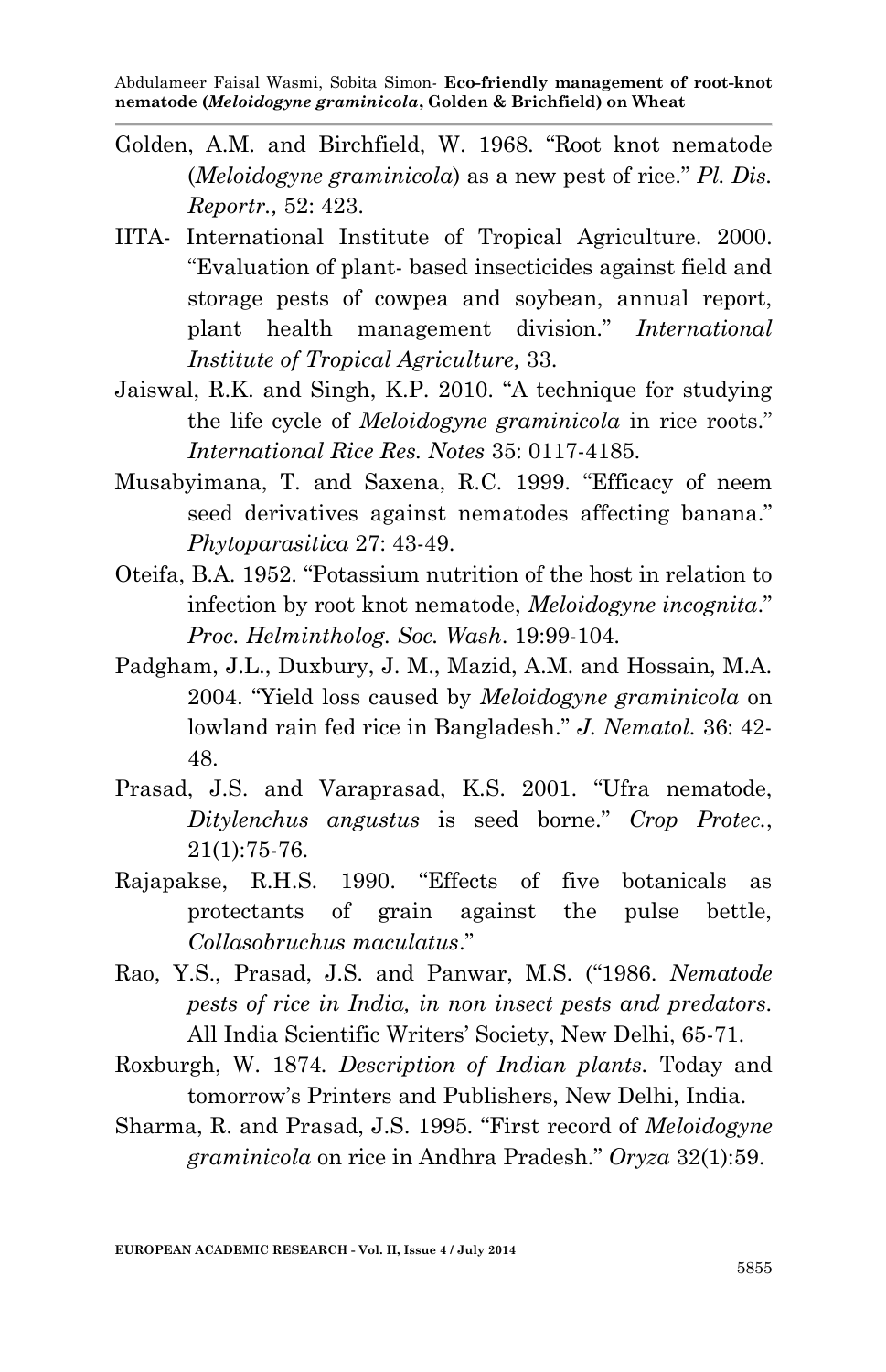Golden, A.M. and Birchfield, W. 1968. "Root knot nematode (*Meloidogyne graminicola*) as a new pest of rice." *Pl. Dis. Reportr.,* 52: 423.

IITA- International Institute of Tropical Agriculture. 2000. "Evaluation of plant- based insecticides against field and storage pests of cowpea and soybean, annual report, plant health management division." *International Institute of Tropical Agriculture,* 33.

Jaiswal, R.K. and Singh, K.P. 2010. "A technique for studying the life cycle of *Meloidogyne graminicola* in rice roots." *International Rice Res. Notes* 35: 0117-4185.

Musabyimana, T. and Saxena, R.C. 1999. "Efficacy of neem seed derivatives against nematodes affecting banana." *Phytoparasitica* 27: 43-49.

Oteifa, B.A. 1952. "Potassium nutrition of the host in relation to infection by root knot nematode, *Meloidogyne incognita*." *Proc. Helminthológ. Soc. Wash*. 19:99-104.

Padgham, J.L., Duxbury, J. M., Mazid, A.M. and Hossain, M.A. 2004. "Yield loss caused by *Meloidogyne graminicola* on lowland rain fed rice in Bangladesh." *J. Nematol.* 36: 42-48.

Prasad, J.S. and Varaprasad, K.S. 2001. "Ufra nematode, *Ditylenchus angustus* is seed borne." *Crop Protec.*, 21(1):75-76.

Rajapakse, R.H.S. 1990. "Effects of five botanicals as protectants of grain against the pulse bettle, *Collasobruchus maculatus*."

Rao, Y.S., Prasad, J.S. and Panwar, M.S. ("1986. *Nematode pests of rice in India, in non insect pests and predators*. All India Scientific Writers' Society, New Delhi, 65-71.

Roxburgh, W. 1874. *Description of Indian plants.* Today and tomorrow's Printers and Publishers, New Delhi, India.

Sharma, R. and Prasad, J.S. 1995. "First record of *Meloidogyne graminicola* on rice in Andhra Pradesh." *Oryza* 32(1):59.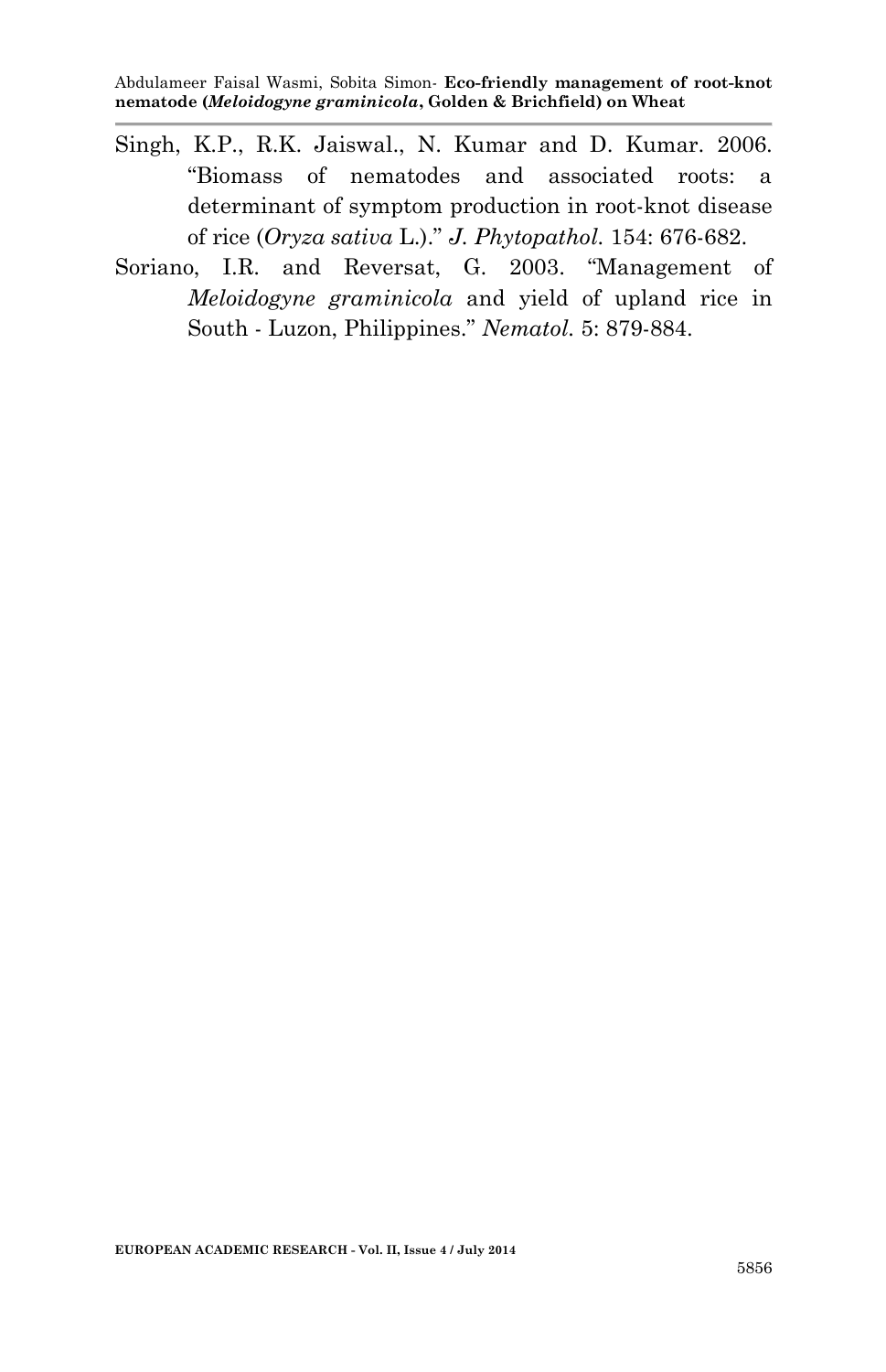Singh, K.P., R.K. Jaiswal., N. Kumar and D. Kumar. 2006. "Biomass of nematodes and associated roots: a determinant of symptom production in root-knot disease of rice (*Oryza sativa* L.)." *J. Phytopathol.* 154: 676-682.

Soriano, I.R. and Reversat, G. 2003. "Management of *Meloidogyne graminicola* and yield of upland rice in South - Luzon, Philippines." *Nematol.* 5: 879-884.